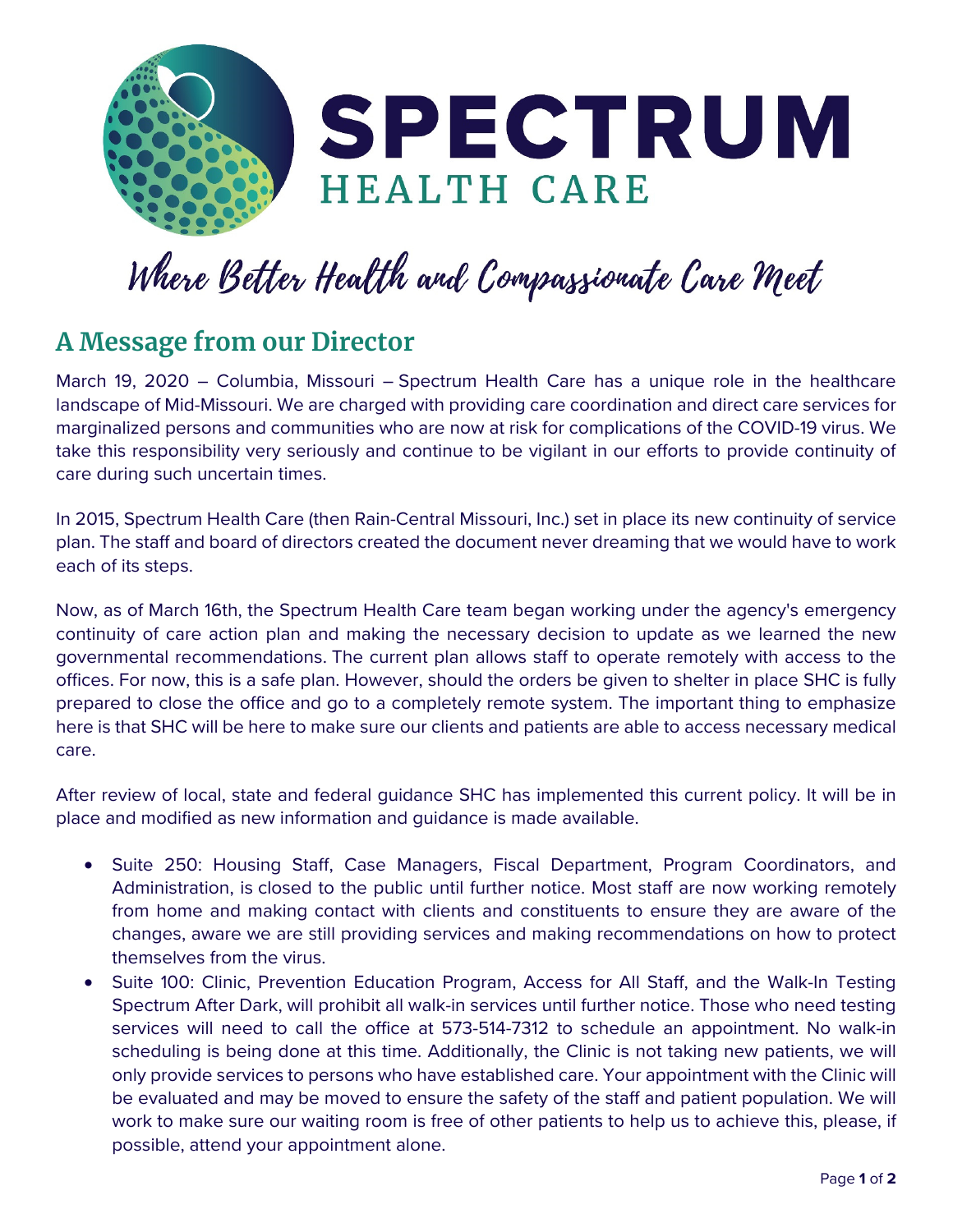# SPECTRUM HEALTH CARE

*Where Better Health and Compassionate Care Meet*

## A Message from our Director

March 19, 2020 – Columbia, Missouri – Spectrum Health Care has a unique role in the healthcare landscape of Mid-Missouri. We are charged with providing care coordination and direct care services for marginalized persons and communities who are now at risk for complications of the COVID-19 virus. We take this responsibility very seriously and continue to be vigilant in our efforts to provide continuity of care during such uncertain times.

In 2015, Spectrum Health Care (then Rain-Central Missouri, Inc.) set in place its new continuity of service plan. The staff and board of directors created the document never dreaming that we would have to work each of its steps.

Now, as of March 16th, the Spectrum Health Care team began working under the agency's emergency continuity of care action plan and making the necessary decision to update as we learned the new governmental recommendations. The current plan allows staff to operate remotely with access to the offices. For now, this is a safe plan. However, should the orders be given to shelter in place SHC is fully prepared to close the office and go to a completely remote system. The important thing to emphasize here is that SHC will be here to make sure our clients and patients are able to access necessary medical care.

After review of local, state and federal guidance SHC has implemented this current policy. It will be in place and modified as new information and guidance is made available.

- Suite 250: Housing Staff, Case Managers, Fiscal Department, Program Coordinators, and Administration, is closed to the public until further notice. Most staff are now working remotely from home and making contact with clients and constituents to ensure they are aware of the changes, aware we are still providing services and making recommendations on how to protect themselves from the virus.
- Suite 100: Clinic, Prevention Education Program, Access for All Staff, and the Walk-In Testing Spectrum After Dark, will prohibit all walk-in services until further notice. Those who need testing services will need to call the office at 573-514-7312 to schedule an appointment. No walk-in scheduling is being done at this time. Additionally, the Clinic is not taking new patients, we will only provide services to persons who have established care. Your appointment with the Clinic will be evaluated and may be moved to ensure the safety of the staff and patient population. We will work to make sure our waiting room is free of other patients to help us to achieve this, please, if possible, attend your appointment alone.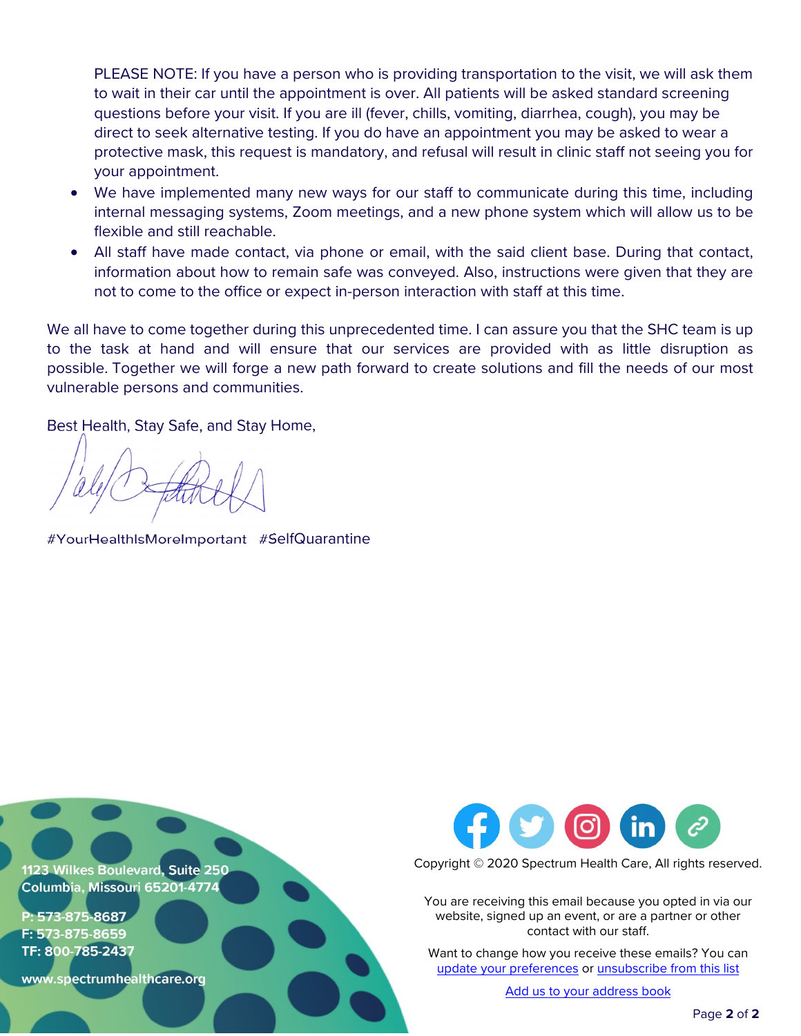PLEASE NOTE: If you have a person who is providing transportation to the visit, we will ask them to wait in their car until the appointment is over. All patients will be asked standard screening questions before your visit. If you are ill (fever, chills, vomiting, diarrhea, cough), you may be direct to seek alternative testing. If you do have an appointment you may be asked to wear a protective mask, this request is mandatory, and refusal will result in clinic staff not seeing you for your appointment.

- We have implemented many new ways for our staff to communicate during this time, including internal messaging systems, Zoom meetings, and a new phone system which will allow us to be flexible and still reachable.
- All staff have made contact, via phone or email, with the said client base. During that contact, information about how to remain safe was conveyed. Also, instructions were given that they are not to come to the office or expect in-person interaction with staff at this time.

We all have to come together during this unprecedented time. I can assure you that the SHC team is up to the task at hand and will ensure that our services are provided with as little disruption as possible. Together we will forge a new path forward to create solutions and fill the needs of our most vulnerable persons and communities.

Best Health, Stay Safe, and Stay Home,

#YourHealthIsMoreImportant #SelfQuarantine

1123 Wilkes Boulevard, Suite 250
Columbia, Missouri 65201-4774

P: 573-875-8687
F: 573-875-8659
TF: 800-785-2437

www.spectrumhealthcare.org

Copyright © 2020 Spectrum Health Care, All rights reserved.

You are receiving this email because you opted in via our website, signed up an event, or are a partner or other contact with our staff.

Want to change how you receive these emails? You can update your preferences or unsubscribe from this list

Add us to your address book